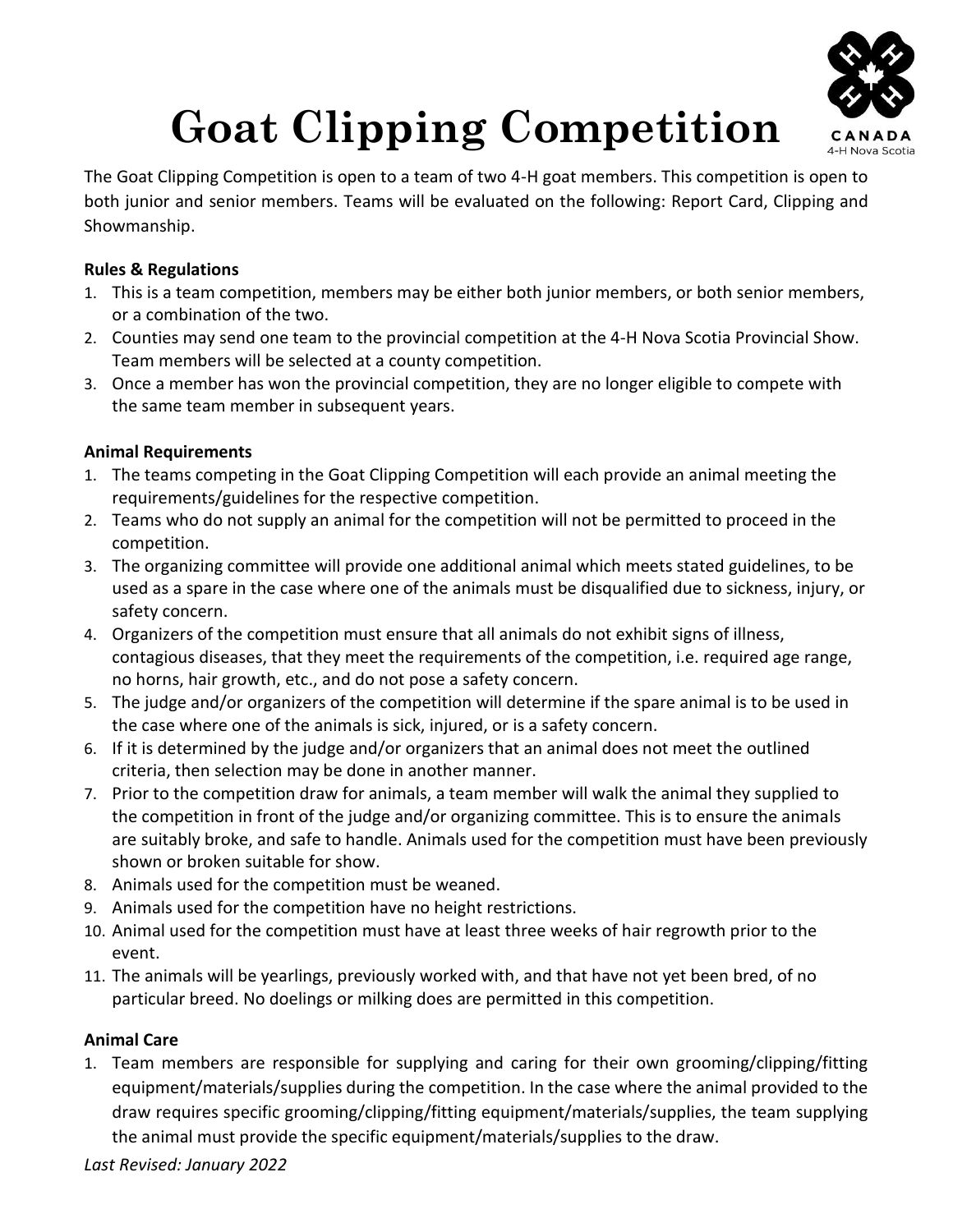# Goat Clipping Competition

The Goat Clipping Competition is open to a team of two 4-H goat members. This competition is open to both junior and senior members. Teams will be evaluated on the following: Report Card, Clipping and Showmanship.

**Rules & Regulations**

1. This is a team competition, members may be either both junior members, or both senior members, or a combination of the two.
2. Counties may send one team to the provincial competition at the 4-H Nova Scotia Provincial Show. Team members will be selected at a county competition.
3. Once a member has won the provincial competition, they are no longer eligible to compete with the same team member in subsequent years.

**Animal Requirements**

1. The teams competing in the Goat Clipping Competition will each provide an animal meeting the requirements/guidelines for the respective competition.
2. Teams who do not supply an animal for the competition will not be permitted to proceed in the competition.
3. The organizing committee will provide one additional animal which meets stated guidelines, to be used as a spare in the case where one of the animals must be disqualified due to sickness, injury, or safety concern.
4. Organizers of the competition must ensure that all animals do not exhibit signs of illness, contagious diseases, that they meet the requirements of the competition, i.e. required age range, no horns, hair growth, etc., and do not pose a safety concern.
5. The judge and/or organizers of the competition will determine if the spare animal is to be used in the case where one of the animals is sick, injured, or is a safety concern.
6. If it is determined by the judge and/or organizers that an animal does not meet the outlined criteria, then selection may be done in another manner.
7. Prior to the competition draw for animals, a team member will walk the animal they supplied to the competition in front of the judge and/or organizing committee. This is to ensure the animals are suitably broke, and safe to handle. Animals used for the competition must have been previously shown or broken suitable for show.
8. Animals used for the competition must be weaned.
9. Animals used for the competition have no height restrictions.
10. Animal used for the competition must have at least three weeks of hair regrowth prior to the event.
11. The animals will be yearlings, previously worked with, and that have not yet been bred, of no particular breed. No doelings or milking does are permitted in this competition.

**Animal Care**

1. Team members are responsible for supplying and caring for their own grooming/clipping/fitting equipment/materials/supplies during the competition. In the case where the animal provided to the draw requires specific grooming/clipping/fitting equipment/materials/supplies, the team supplying the animal must provide the specific equipment/materials/supplies to the draw.

*Last Revised: January 2022*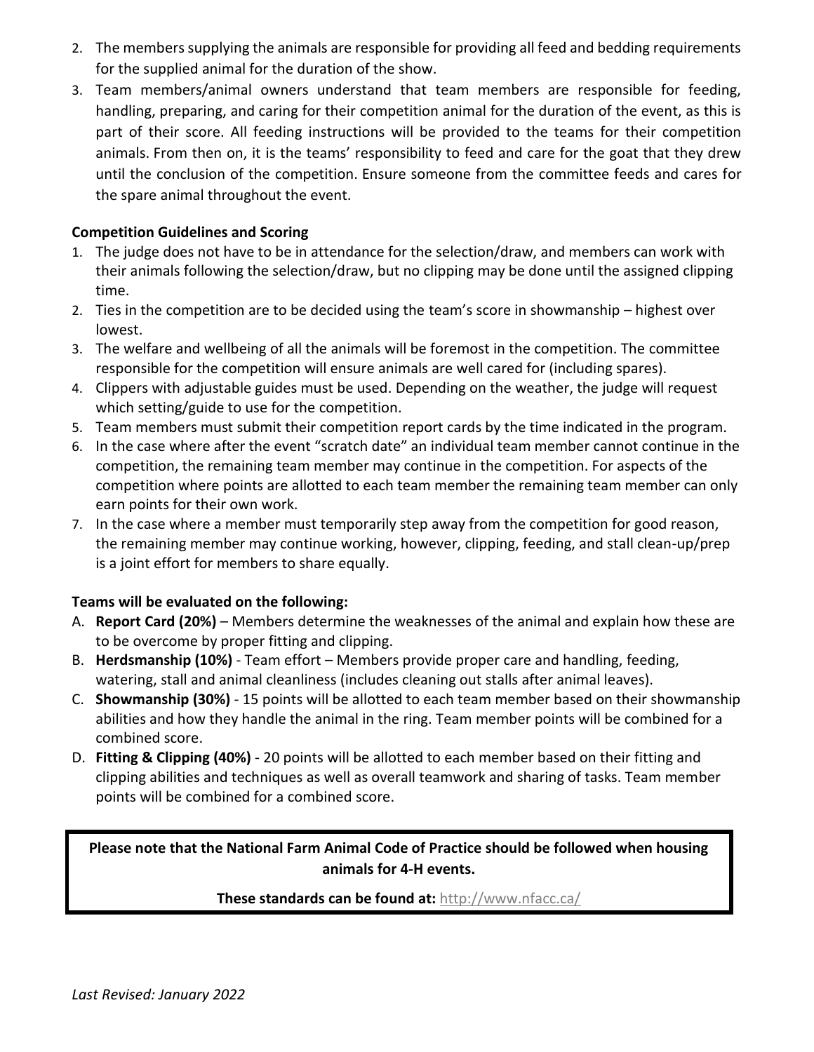2. The members supplying the animals are responsible for providing all feed and bedding requirements for the supplied animal for the duration of the show.
3. Team members/animal owners understand that team members are responsible for feeding, handling, preparing, and caring for their competition animal for the duration of the event, as this is part of their score. All feeding instructions will be provided to the teams for their competition animals. From then on, it is the teams' responsibility to feed and care for the goat that they drew until the conclusion of the competition. Ensure someone from the committee feeds and cares for the spare animal throughout the event.

**Competition Guidelines and Scoring**

1. The judge does not have to be in attendance for the selection/draw, and members can work with their animals following the selection/draw, but no clipping may be done until the assigned clipping time.
2. Ties in the competition are to be decided using the team's score in showmanship – highest over lowest.
3. The welfare and wellbeing of all the animals will be foremost in the competition. The committee responsible for the competition will ensure animals are well cared for (including spares).
4. Clippers with adjustable guides must be used. Depending on the weather, the judge will request which setting/guide to use for the competition.
5. Team members must submit their competition report cards by the time indicated in the program.
6. In the case where after the event "scratch date" an individual team member cannot continue in the competition, the remaining team member may continue in the competition. For aspects of the competition where points are allotted to each team member the remaining team member can only earn points for their own work.
7. In the case where a member must temporarily step away from the competition for good reason, the remaining member may continue working, however, clipping, feeding, and stall clean-up/prep is a joint effort for members to share equally.

**Teams will be evaluated on the following:**

A. **Report Card (20%)** – Members determine the weaknesses of the animal and explain how these are to be overcome by proper fitting and clipping.

B. **Herdsmanship (10%)** - Team effort – Members provide proper care and handling, feeding, watering, stall and animal cleanliness (includes cleaning out stalls after animal leaves).

C. **Showmanship (30%)** - 15 points will be allotted to each team member based on their showmanship abilities and how they handle the animal in the ring. Team member points will be combined for a combined score.

D. **Fitting & Clipping (40%)** - 20 points will be allotted to each member based on their fitting and clipping abilities and techniques as well as overall teamwork and sharing of tasks. Team member points will be combined for a combined score.

**Please note that the National Farm Animal Code of Practice should be followed when housing animals for 4-H events.**

**These standards can be found at:** http://www.nfacc.ca/

*Last Revised: January 2022*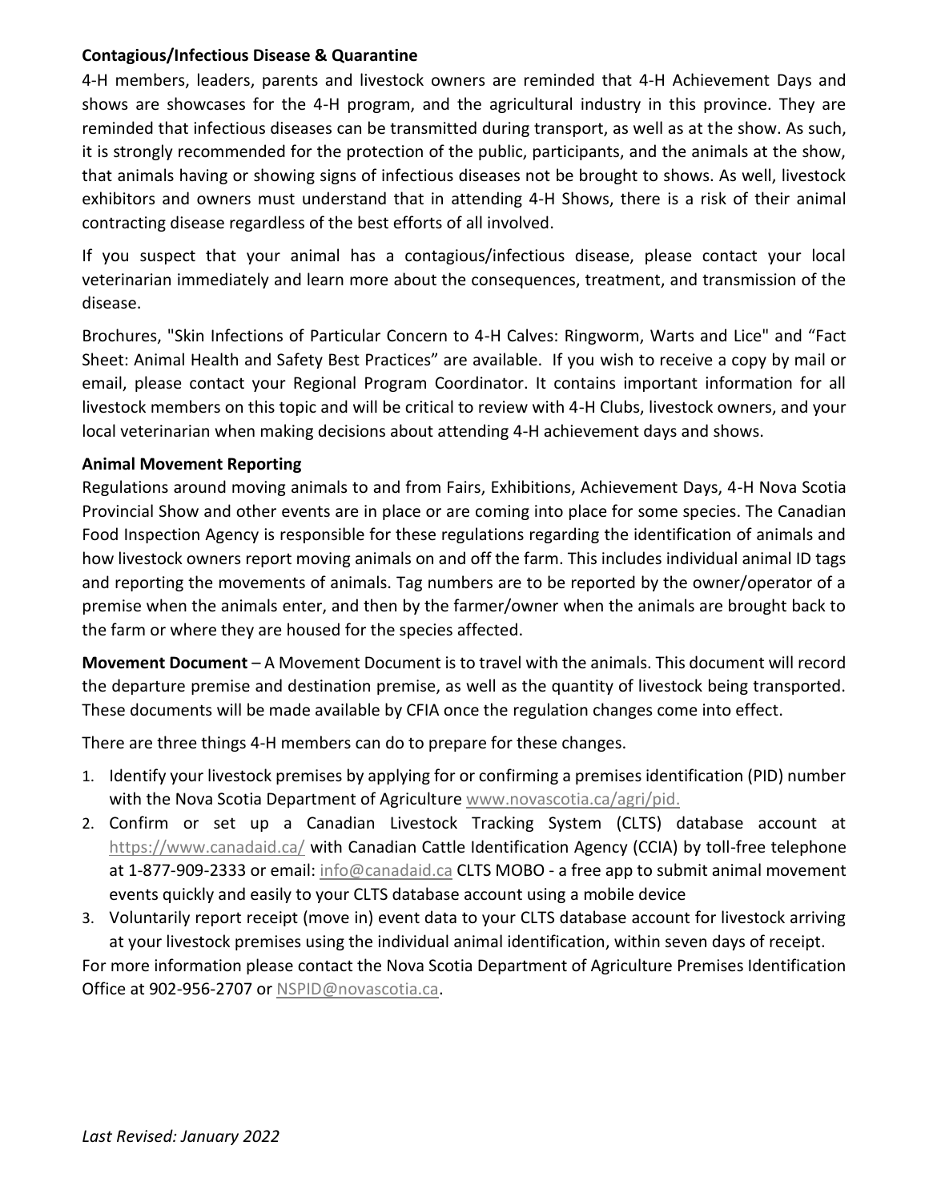**Contagious/Infectious Disease & Quarantine**

4-H members, leaders, parents and livestock owners are reminded that 4-H Achievement Days and shows are showcases for the 4-H program, and the agricultural industry in this province. They are reminded that infectious diseases can be transmitted during transport, as well as at the show. As such, it is strongly recommended for the protection of the public, participants, and the animals at the show, that animals having or showing signs of infectious diseases not be brought to shows. As well, livestock exhibitors and owners must understand that in attending 4-H Shows, there is a risk of their animal contracting disease regardless of the best efforts of all involved.

If you suspect that your animal has a contagious/infectious disease, please contact your local veterinarian immediately and learn more about the consequences, treatment, and transmission of the disease.

Brochures, "Skin Infections of Particular Concern to 4-H Calves: Ringworm, Warts and Lice" and "Fact Sheet: Animal Health and Safety Best Practices" are available. If you wish to receive a copy by mail or email, please contact your Regional Program Coordinator. It contains important information for all livestock members on this topic and will be critical to review with 4-H Clubs, livestock owners, and your local veterinarian when making decisions about attending 4-H achievement days and shows.

**Animal Movement Reporting**

Regulations around moving animals to and from Fairs, Exhibitions, Achievement Days, 4-H Nova Scotia Provincial Show and other events are in place or are coming into place for some species. The Canadian Food Inspection Agency is responsible for these regulations regarding the identification of animals and how livestock owners report moving animals on and off the farm. This includes individual animal ID tags and reporting the movements of animals. Tag numbers are to be reported by the owner/operator of a premise when the animals enter, and then by the farmer/owner when the animals are brought back to the farm or where they are housed for the species affected.

**Movement Document** – A Movement Document is to travel with the animals. This document will record the departure premise and destination premise, as well as the quantity of livestock being transported. These documents will be made available by CFIA once the regulation changes come into effect.

There are three things 4-H members can do to prepare for these changes.

1. Identify your livestock premises by applying for or confirming a premises identification (PID) number with the Nova Scotia Department of Agriculture www.novascotia.ca/agri/pid.
2. Confirm or set up a Canadian Livestock Tracking System (CLTS) database account at https://www.canadaid.ca/ with Canadian Cattle Identification Agency (CCIA) by toll-free telephone at 1-877-909-2333 or email: info@canadaid.ca CLTS MOBO - a free app to submit animal movement events quickly and easily to your CLTS database account using a mobile device
3. Voluntarily report receipt (move in) event data to your CLTS database account for livestock arriving at your livestock premises using the individual animal identification, within seven days of receipt.

For more information please contact the Nova Scotia Department of Agriculture Premises Identification Office at 902-956-2707 or NSPID@novascotia.ca.

*Last Revised: January 2022*